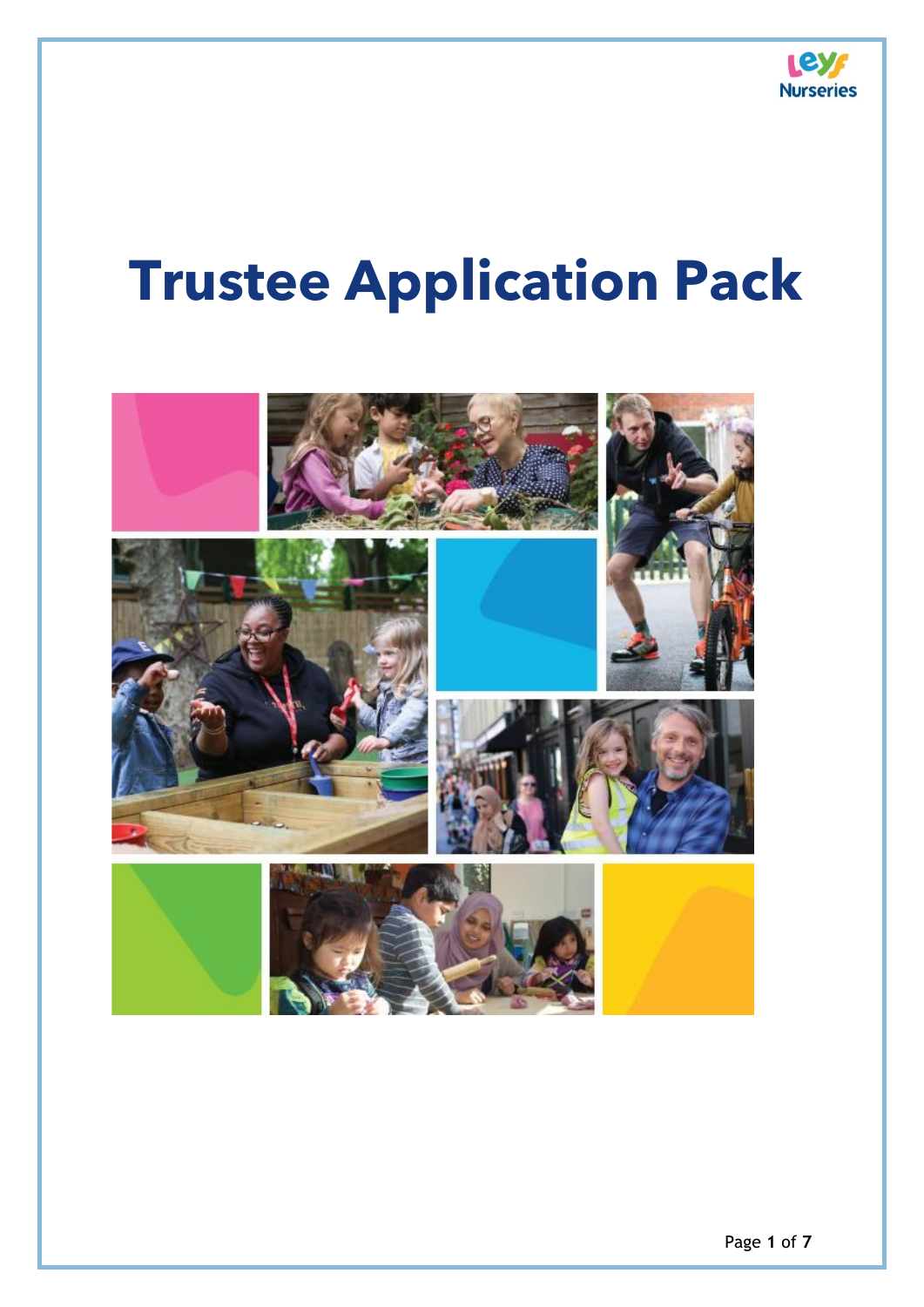LEYF Nurseries

# Trustee Application Pack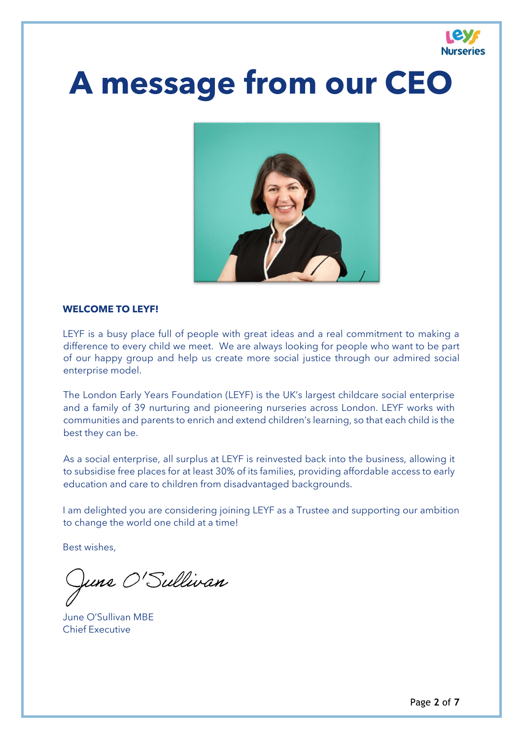# A message from our CEO

**WELCOME TO LEYF!**

LEYF is a busy place full of people with great ideas and a real commitment to making a difference to every child we meet. We are always looking for people who want to be part of our happy group and help us create more social justice through our admired social enterprise model.

The London Early Years Foundation (LEYF) is the UK's largest childcare social enterprise and a family of 39 nurturing and pioneering nurseries across London. LEYF works with communities and parents to enrich and extend children's learning, so that each child is the best they can be.

As a social enterprise, all surplus at LEYF is reinvested back into the business, allowing it to subsidise free places for at least 30% of its families, providing affordable access to early education and care to children from disadvantaged backgrounds.

I am delighted you are considering joining LEYF as a Trustee and supporting our ambition to change the world one child at a time!

Best wishes,

June O'Sullivan

June O'Sullivan MBE
Chief Executive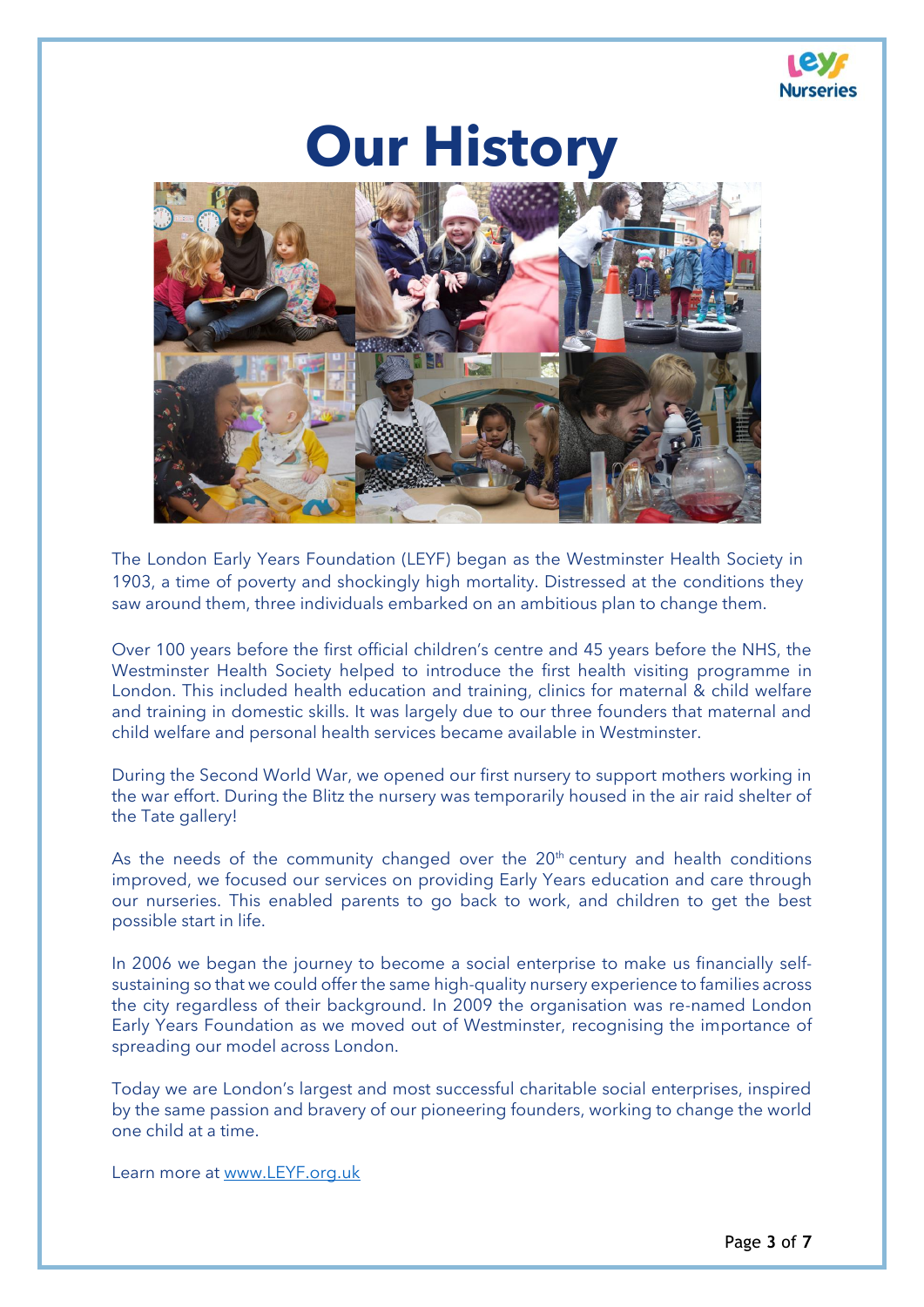# Our History

The London Early Years Foundation (LEYF) began as the Westminster Health Society in 1903, a time of poverty and shockingly high mortality. Distressed at the conditions they saw around them, three individuals embarked on an ambitious plan to change them.

Over 100 years before the first official children's centre and 45 years before the NHS, the Westminster Health Society helped to introduce the first health visiting programme in London. This included health education and training, clinics for maternal & child welfare and training in domestic skills. It was largely due to our three founders that maternal and child welfare and personal health services became available in Westminster.

During the Second World War, we opened our first nursery to support mothers working in the war effort. During the Blitz the nursery was temporarily housed in the air raid shelter of the Tate gallery!

As the needs of the community changed over the 20th century and health conditions improved, we focused our services on providing Early Years education and care through our nurseries. This enabled parents to go back to work, and children to get the best possible start in life.

In 2006 we began the journey to become a social enterprise to make us financially self-sustaining so that we could offer the same high-quality nursery experience to families across the city regardless of their background. In 2009 the organisation was re-named London Early Years Foundation as we moved out of Westminster, recognising the importance of spreading our model across London.

Today we are London's largest and most successful charitable social enterprises, inspired by the same passion and bravery of our pioneering founders, working to change the world one child at a time.

Learn more at [www.LEYF.org.uk](http://www.LEYF.org.uk)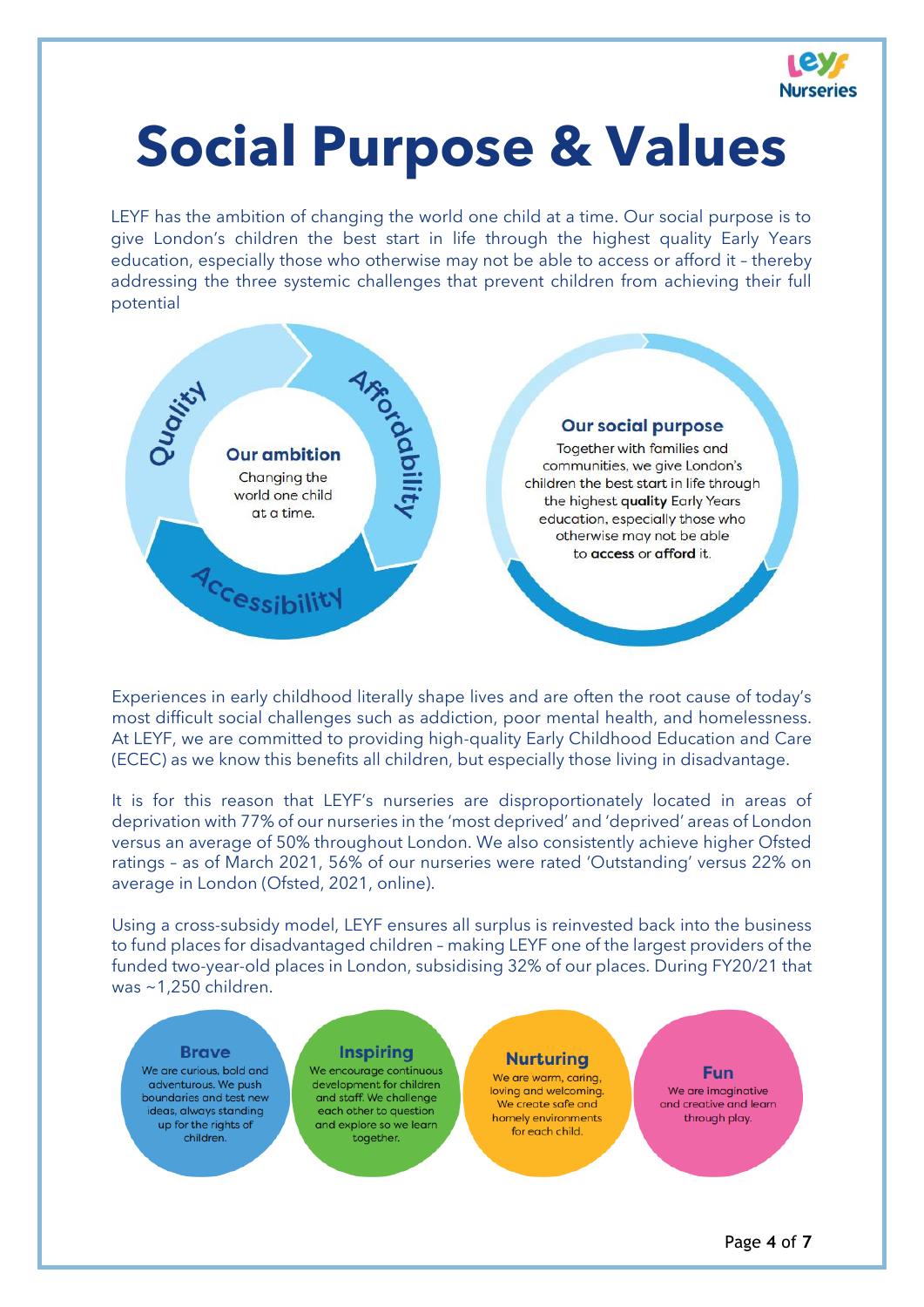# Social Purpose & Values

LEYF has the ambition of changing the world one child at a time. Our social purpose is to give London's children the best start in life through the highest quality Early Years education, especially those who otherwise may not be able to access or afford it – thereby addressing the three systemic challenges that prevent children from achieving their full potential

Quality

Affordability

Accessibility

**Our ambition**

Changing the world one child at a time.

**Our social purpose**

Together with families and communities, we give London's children the best start in life through the highest **quality** Early Years education, especially those who otherwise may not be able to **access** or **afford** it.

Experiences in early childhood literally shape lives and are often the root cause of today's most difficult social challenges such as addiction, poor mental health, and homelessness. At LEYF, we are committed to providing high-quality Early Childhood Education and Care (ECEC) as we know this benefits all children, but especially those living in disadvantage.

It is for this reason that LEYF's nurseries are disproportionately located in areas of deprivation with 77% of our nurseries in the 'most deprived' and 'deprived' areas of London versus an average of 50% throughout London. We also consistently achieve higher Ofsted ratings – as of March 2021, 56% of our nurseries were rated 'Outstanding' versus 22% on average in London (Ofsted, 2021, online).

Using a cross-subsidy model, LEYF ensures all surplus is reinvested back into the business to fund places for disadvantaged children – making LEYF one of the largest providers of the funded two-year-old places in London, subsidising 32% of our places. During FY20/21 that was ~1,250 children.

**Brave**

We are curious, bold and adventurous. We push boundaries and test new ideas, always standing up for the rights of children.

**Inspiring**

We encourage continuous development for children and staff. We challenge each other to question and explore so we learn together.

**Nurturing**

We are warm, caring, loving and welcoming. We create safe and homely environments for each child.

**Fun**

We are imaginative and creative and learn through play.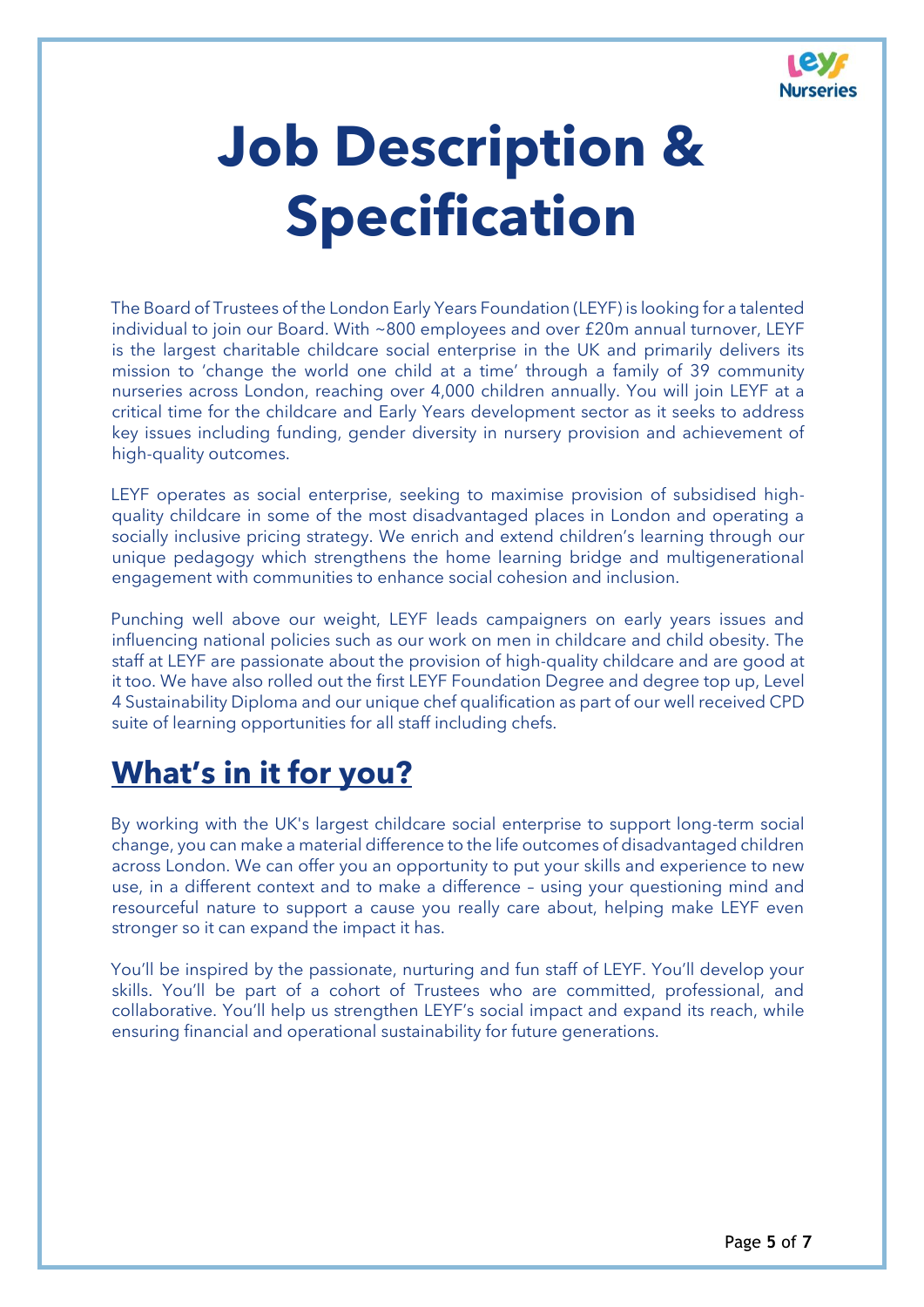# Job Description & Specification

The Board of Trustees of the London Early Years Foundation (LEYF) is looking for a talented individual to join our Board. With ~800 employees and over £20m annual turnover, LEYF is the largest charitable childcare social enterprise in the UK and primarily delivers its mission to 'change the world one child at a time' through a family of 39 community nurseries across London, reaching over 4,000 children annually. You will join LEYF at a critical time for the childcare and Early Years development sector as it seeks to address key issues including funding, gender diversity in nursery provision and achievement of high-quality outcomes.

LEYF operates as social enterprise, seeking to maximise provision of subsidised high-quality childcare in some of the most disadvantaged places in London and operating a socially inclusive pricing strategy. We enrich and extend children's learning through our unique pedagogy which strengthens the home learning bridge and multigenerational engagement with communities to enhance social cohesion and inclusion.

Punching well above our weight, LEYF leads campaigners on early years issues and influencing national policies such as our work on men in childcare and child obesity. The staff at LEYF are passionate about the provision of high-quality childcare and are good at it too. We have also rolled out the first LEYF Foundation Degree and degree top up, Level 4 Sustainability Diploma and our unique chef qualification as part of our well received CPD suite of learning opportunities for all staff including chefs.

## What's in it for you?

By working with the UK's largest childcare social enterprise to support long-term social change, you can make a material difference to the life outcomes of disadvantaged children across London. We can offer you an opportunity to put your skills and experience to new use, in a different context and to make a difference – using your questioning mind and resourceful nature to support a cause you really care about, helping make LEYF even stronger so it can expand the impact it has.

You'll be inspired by the passionate, nurturing and fun staff of LEYF. You'll develop your skills. You'll be part of a cohort of Trustees who are committed, professional, and collaborative. You'll help us strengthen LEYF's social impact and expand its reach, while ensuring financial and operational sustainability for future generations.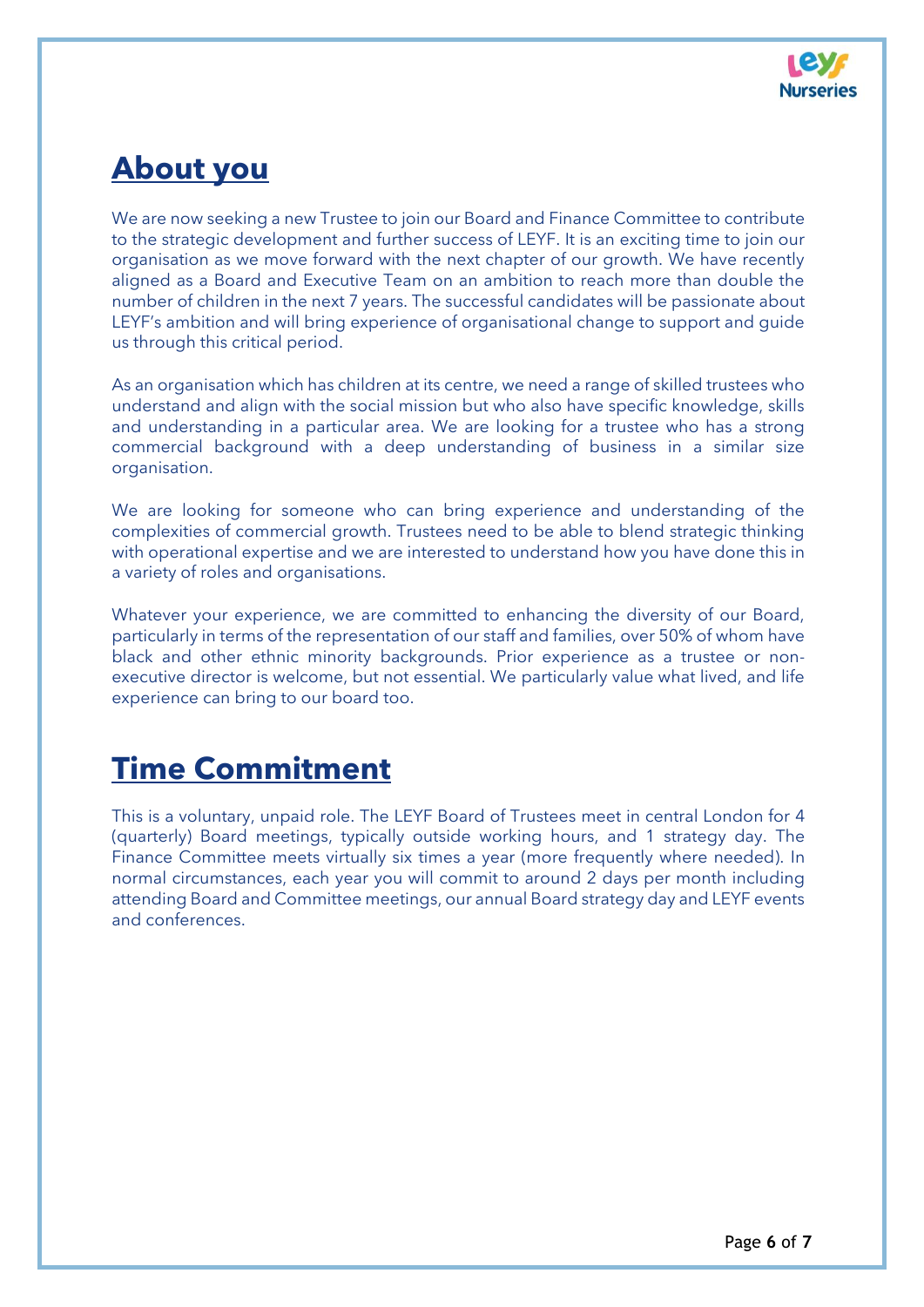## About you

We are now seeking a new Trustee to join our Board and Finance Committee to contribute to the strategic development and further success of LEYF. It is an exciting time to join our organisation as we move forward with the next chapter of our growth. We have recently aligned as a Board and Executive Team on an ambition to reach more than double the number of children in the next 7 years. The successful candidates will be passionate about LEYF's ambition and will bring experience of organisational change to support and guide us through this critical period.

As an organisation which has children at its centre, we need a range of skilled trustees who understand and align with the social mission but who also have specific knowledge, skills and understanding in a particular area. We are looking for a trustee who has a strong commercial background with a deep understanding of business in a similar size organisation.

We are looking for someone who can bring experience and understanding of the complexities of commercial growth. Trustees need to be able to blend strategic thinking with operational expertise and we are interested to understand how you have done this in a variety of roles and organisations.

Whatever your experience, we are committed to enhancing the diversity of our Board, particularly in terms of the representation of our staff and families, over 50% of whom have black and other ethnic minority backgrounds. Prior experience as a trustee or non-executive director is welcome, but not essential. We particularly value what lived, and life experience can bring to our board too.

## Time Commitment

This is a voluntary, unpaid role. The LEYF Board of Trustees meet in central London for 4 (quarterly) Board meetings, typically outside working hours, and 1 strategy day. The Finance Committee meets virtually six times a year (more frequently where needed). In normal circumstances, each year you will commit to around 2 days per month including attending Board and Committee meetings, our annual Board strategy day and LEYF events and conferences.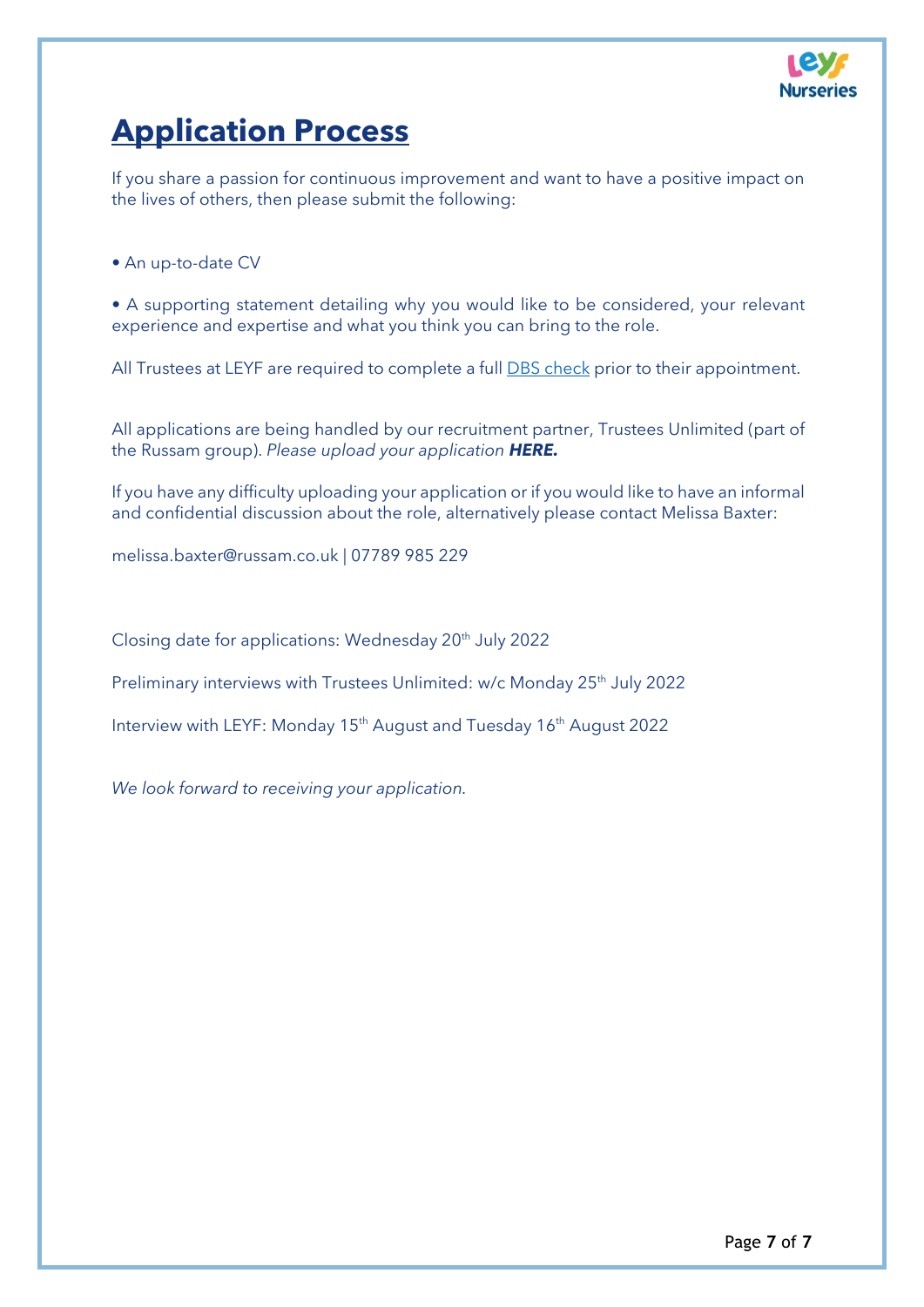# Application Process

If you share a passion for continuous improvement and want to have a positive impact on the lives of others, then please submit the following:

- An up-to-date CV
- A supporting statement detailing why you would like to be considered, your relevant experience and expertise and what you think you can bring to the role.

All Trustees at LEYF are required to complete a full DBS check prior to their appointment.

All applications are being handled by our recruitment partner, Trustees Unlimited (part of the Russam group). *Please upload your application* ***HERE.***

If you have any difficulty uploading your application or if you would like to have an informal and confidential discussion about the role, alternatively please contact Melissa Baxter:

melissa.baxter@russam.co.uk | 07789 985 229

Closing date for applications: Wednesday 20th July 2022

Preliminary interviews with Trustees Unlimited: w/c Monday 25th July 2022

Interview with LEYF: Monday 15th August and Tuesday 16th August 2022

*We look forward to receiving your application.*